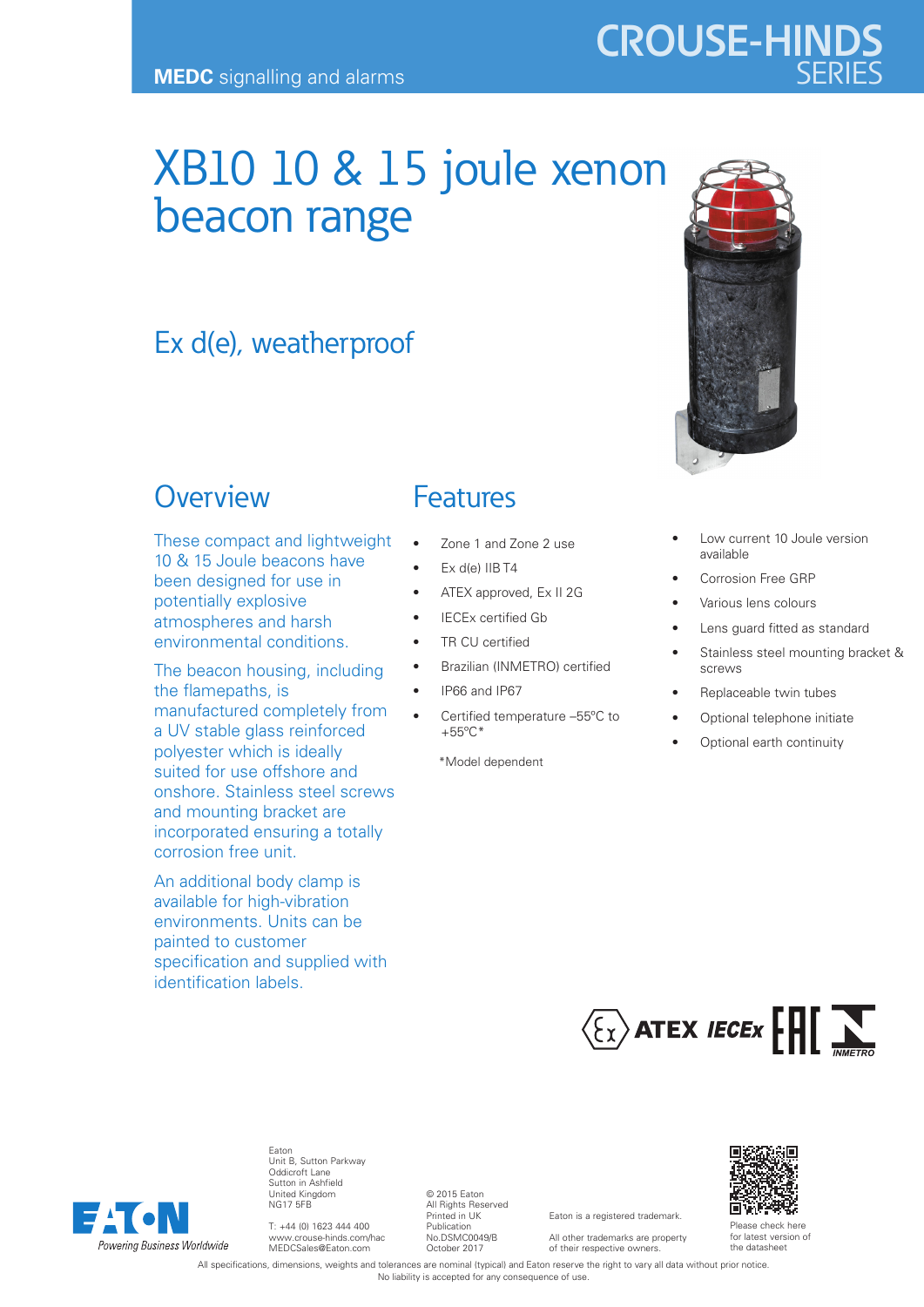MEDC signalling and alarms

CROUSE-HINDS SERIES

# XB10 10 & 15 joule xenon beacon range

## Ex d(e), weatherproof

## Overview

These compact and lightweight 10 & 15 Joule beacons have been designed for use in potentially explosive atmospheres and harsh environmental conditions.

The beacon housing, including the flamepaths, is manufactured completely from a UV stable glass reinforced polyester which is ideally suited for use offshore and onshore. Stainless steel screws and mounting bracket are incorporated ensuring a totally corrosion free unit.

An additional body clamp is available for high-vibration environments. Units can be painted to customer specification and supplied with identification labels.

## Features

- Zone 1 and Zone 2 use
- Ex d(e) IIB T4
- ATEX approved, Ex II 2G
- IECEx certified Gb
- TR CU certified
- Brazilian (INMETRO) certified
- IP66 and IP67
- Certified temperature –55°C to +55°C*

*Model dependent

- Low current 10 Joule version available
- Corrosion Free GRP
- Various lens colours
- Lens guard fitted as standard
- Stainless steel mounting bracket & screws
- Replaceable twin tubes
- Optional telephone initiate
- Optional earth continuity

ATEX IECEx EAC INMETRO

EATON
Powering Business Worldwide

Eaton
Unit B, Sutton Parkway
Oddicroft Lane
Sutton in Ashfield
United Kingdom
NG17 5FB

T: +44 (0) 1623 444 400
www.crouse-hinds.com/hac
MEDCSales@Eaton.com

© 2015 Eaton
All Rights Reserved
Printed in UK
Publication
No.DSMC0049/B
October 2017

Eaton is a registered trademark.

All other trademarks are property of their respective owners.

Please check here for latest version of the datasheet

All specifications, dimensions, weights and tolerances are nominal (typical) and Eaton reserve the right to vary all data without prior notice.
No liability is accepted for any consequence of use.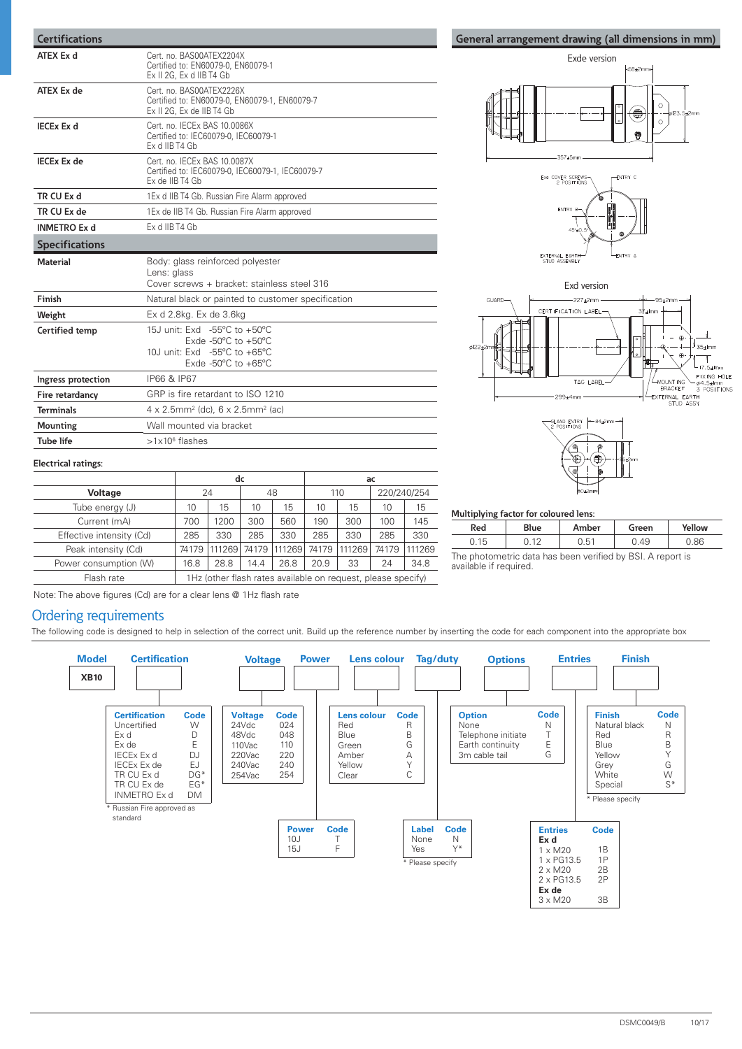## Certifications

| | |
|---|---|
| **ATEX Ex d** | Cert. no. BAS00ATEX2204X<br>Certified to: EN60079-0, EN60079-1<br>Ex II 2G, Ex d IIB T4 Gb |
| **ATEX Ex de** | Cert. no. BAS00ATEX2226X<br>Certified to: EN60079-0, EN60079-1, EN60079-7<br>Ex II 2G, Ex de IIB T4 Gb |
| **IECEx Ex d** | Cert. no. IECEx BAS 10.0086X<br>Certified to: IEC60079-0, IEC60079-1<br>Ex d IIB T4 Gb |
| **IECEx Ex de** | Cert. no. IECEx BAS 10.0087X<br>Certified to: IEC60079-0, IEC60079-1, IEC60079-7<br>Ex de IIB T4 Gb |
| **TR CU Ex d** | 1Ex d IIB T4 Gb. Russian Fire Alarm approved |
| **TR CU Ex de** | 1Ex de IIB T4 Gb. Russian Fire Alarm approved |
| **INMETRO Ex d** | Ex d IIB T4 Gb |

## Specifications

| | |
|---|---|
| **Material** | Body: glass reinforced polyester<br>Lens: glass<br>Cover screws + bracket: stainless steel 316 |
| **Finish** | Natural black or painted to customer specification |
| **Weight** | Ex d 2.8kg. Ex de 3.6kg |
| **Certified temp** | 15J unit: Exd -55°C to +50°C<br>Exde -50°C to +50°C<br>10J unit: Exd -55°C to +65°C<br>Exde -50°C to +65°C |
| **Ingress protection** | IP66 & IP67 |
| **Fire retardancy** | GRP is fire retardant to ISO 1210 |
| **Terminals** | 4 x 2.5mm² (dc), 6 x 2.5mm² (ac) |
| **Mounting** | Wall mounted via bracket |
| **Tube life** | >1x10⁶ flashes |

Electrical ratings:

| | dc | | | | ac | | | |
|---|---|---|---|---|---|---|---|---|
| **Voltage** | 24 | | 48 | | 110 | | 220/240/254 | |
| Tube energy (J) | 10 | 15 | 10 | 15 | 10 | 15 | 10 | 15 |
| Current (mA) | 700 | 1200 | 300 | 560 | 190 | 300 | 100 | 145 |
| Effective intensity (Cd) | 285 | 330 | 285 | 330 | 285 | 330 | 285 | 330 |
| Peak intensity (Cd) | 74179 | 111269 | 74179 | 111269 | 74179 | 111269 | 74179 | 111269 |
| Power consumption (W) | 16.8 | 28.8 | 14.4 | 26.8 | 20.9 | 33 | 24 | 34.8 |
| Flash rate | 1Hz (other flash rates available on request, please specify) | | | | | | | |

Note: The above figures (Cd) are for a clear lens @ 1Hz flash rate

## General arrangement drawing (all dimensions in mm)

Exde version

58±2mm
ø123.5±2mm
357±5mm
Exe COVER SCREWS 2 POSITIONS
ENTRY C
ENTRY B
45°±0.5°
EXTERNAL EARTH STUD ASSEMBLY
ENTRY A

Exd version

GUARD
227±2mm
95±2mm
CERTIFICATION LABEL
37±1mm
ø122±2mm
35±1mm
17.5±1mm
TAG LABEL
MOUNTING BRACKET
FIXING HOLE ø4.5±1mm 3 POSITIONS
299±4mm
EXTERNAL EARTH STUD ASSY
GLAND ENTRY 2 POSITIONS
84±2mm
50±2mm
80±2mm

Multiplying factor for coloured lens:

| Red | Blue | Amber | Green | Yellow |
|---|---|---|---|---|
| 0.15 | 0.12 | 0.51 | 0.49 | 0.86 |

The photometric data has been verified by BSI. A report is available if required.

## Ordering requirements

The following code is designed to help in selection of the correct unit. Build up the reference number by inserting the code for each component into the appropriate box

| Model | Certification | Voltage | Power | Lens colour | Tag/duty | Options | Entries | Finish |
|---|---|---|---|---|---|---|---|---|
| XB10 | | | | | | | | |

| Certification | Code |
|---|---|
| Uncertified | W |
| Ex d | D |
| Ex de | E |
| IECEx Ex d | DJ |
| IECEx Ex de | EJ |
| TR CU Ex d | DG* |
| TR CU Ex de | EG* |
| INMETRO Ex d | DM |

\* Russian Fire approved as standard

| Voltage | Code |
|---|---|
| 24Vdc | 024 |
| 48Vdc | 048 |
| 110Vac | 110 |
| 220Vac | 220 |
| 240Vac | 240 |
| 254Vac | 254 |

| Power | Code |
|---|---|
| 10J | T |
| 15J | F |

| Lens colour | Code |
|---|---|
| Red | R |
| Blue | B |
| Green | G |
| Amber | A |
| Yellow | Y |
| Clear | C |

| Label | Code |
|---|---|
| None | N |
| Yes | Y* |

\* Please specify

| Option | Code |
|---|---|
| None | N |
| Telephone initiate | T |
| Earth continuity | E |
| 3m cable tail | G |

| Entries | Code |
|---|---|
| **Ex d** | |
| 1 x M20 | 1B |
| 1 x PG13.5 | 1P |
| 2 x M20 | 2B |
| 2 x PG13.5 | 2P |
| **Ex de** | |
| 3 x M20 | 3B |

| Finish | Code |
|---|---|
| Natural black | N |
| Red | R |
| Blue | B |
| Yellow | Y |
| Grey | G |
| White | W |
| Special | S* |

\* Please specify

DSMC0049/B 10/17